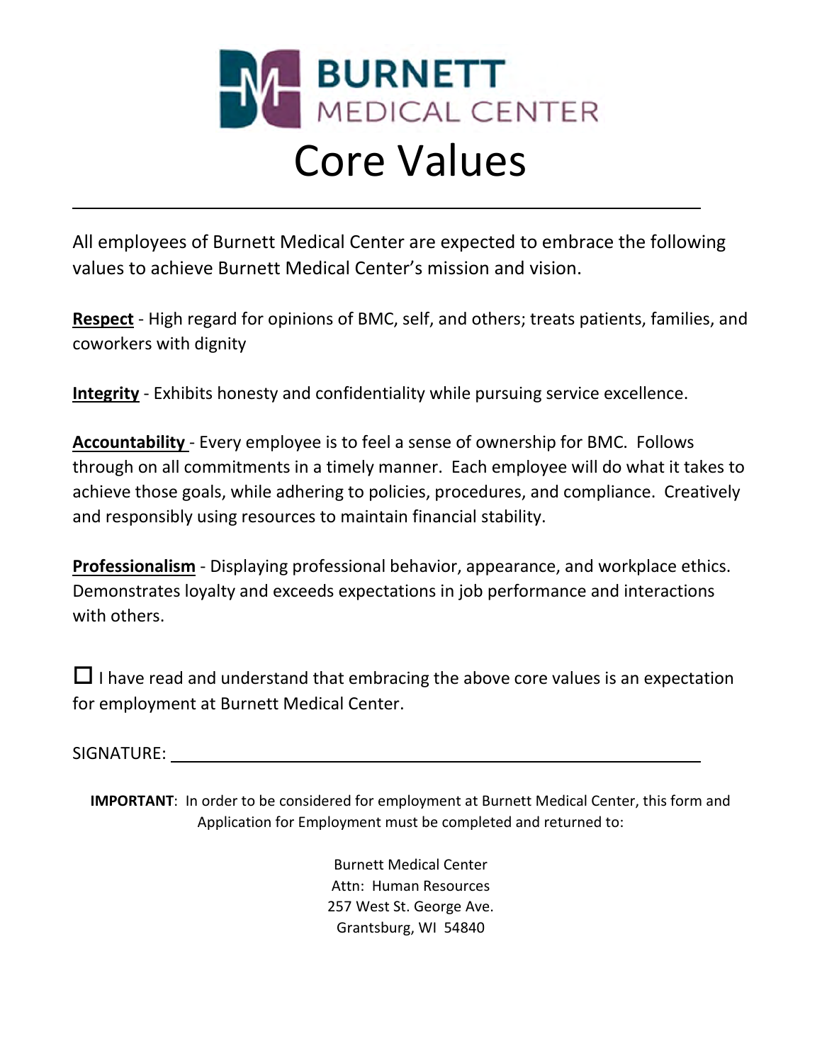# BURNETT MEDICAL CENTER

# Core Values

---

All employees of Burnett Medical Center are expected to embrace the following values to achieve Burnett Medical Center's mission and vision.

**Respect** - High regard for opinions of BMC, self, and others; treats patients, families, and coworkers with dignity

**Integrity** - Exhibits honesty and confidentiality while pursuing service excellence.

**Accountability** - Every employee is to feel a sense of ownership for BMC. Follows through on all commitments in a timely manner. Each employee will do what it takes to achieve those goals, while adhering to policies, procedures, and compliance. Creatively and responsibly using resources to maintain financial stability.

**Professionalism** - Displaying professional behavior, appearance, and workplace ethics. Demonstrates loyalty and exceeds expectations in job performance and interactions with others.

☐ I have read and understand that embracing the above core values is an expectation for employment at Burnett Medical Center.

SIGNATURE: ______________________________________________

**IMPORTANT**: In order to be considered for employment at Burnett Medical Center, this form and Application for Employment must be completed and returned to:

Burnett Medical Center
Attn: Human Resources
257 West St. George Ave.
Grantsburg, WI 54840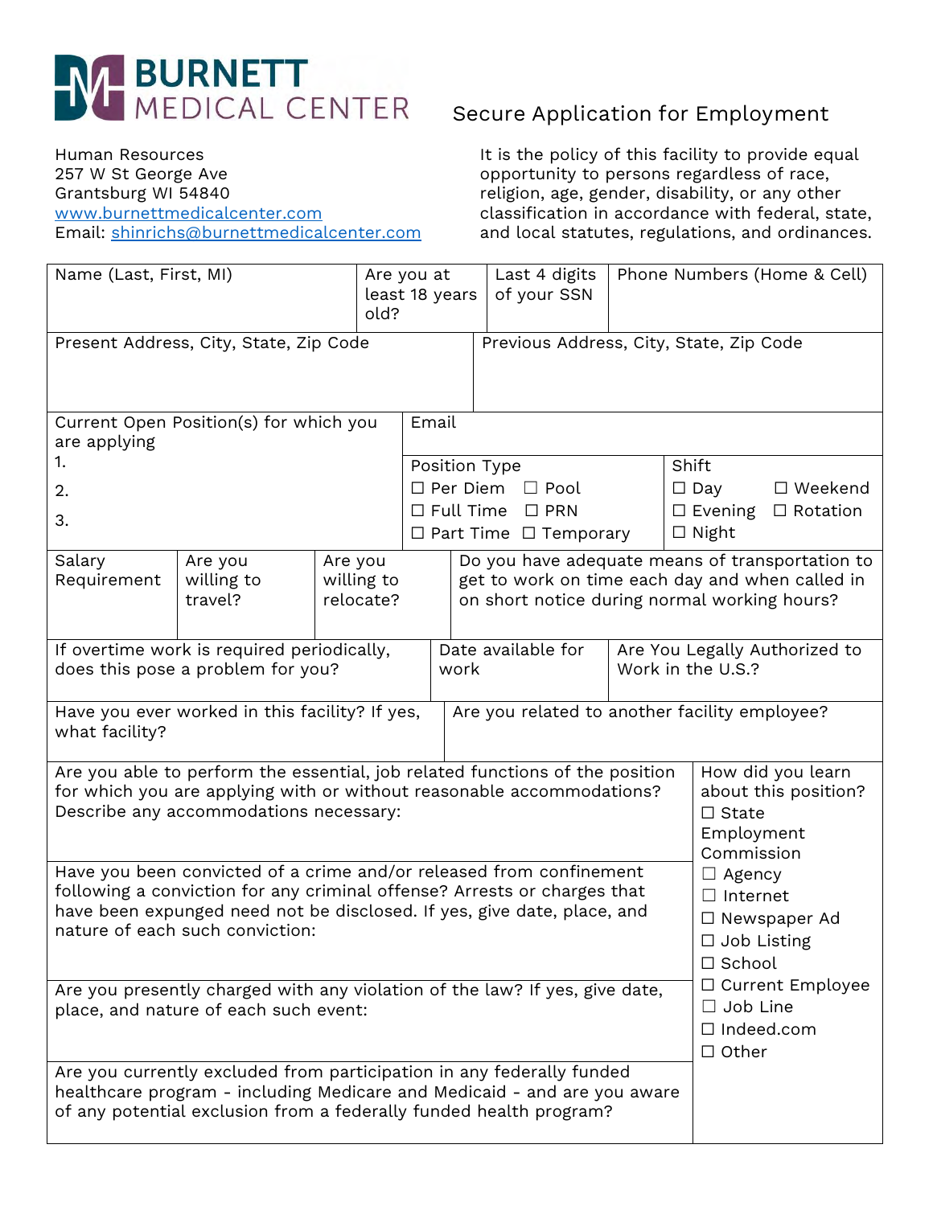# BURNETT MEDICAL CENTER

## Secure Application for Employment

Human Resources
257 W St George Ave
Grantsburg WI 54840
www.burnettmedicalcenter.com
Email: shinrichs@burnettmedicalcenter.com

It is the policy of this facility to provide equal opportunity to persons regardless of race, religion, age, gender, disability, or any other classification in accordance with federal, state, and local statutes, regulations, and ordinances.

| Name (Last, First, MI) | Are you at least 18 years old? | Last 4 digits of your SSN | Phone Numbers (Home & Cell) |
|---|---|---|---|
| | | | |

| Present Address, City, State, Zip Code | Previous Address, City, State, Zip Code |
|---|---|
| | |

| Current Open Position(s) for which you are applying | Email | |
|---|---|---|
| 1.<br>2.<br>3. | Position Type<br>☐ Per Diem ☐ Pool<br>☐ Full Time ☐ PRN<br>☐ Part Time ☐ Temporary | Shift<br>☐ Day ☐ Weekend<br>☐ Evening ☐ Rotation<br>☐ Night |

| Salary Requirement | Are you willing to travel? | Are you willing to relocate? | Do you have adequate means of transportation to get to work on time each day and when called in on short notice during normal working hours? |
|---|---|---|---|
| | | | |

| If overtime work is required periodically, does this pose a problem for you? | Date available for work | Are You Legally Authorized to Work in the U.S.? |
|---|---|---|
| | | |

| Have you ever worked in this facility? If yes, what facility? | Are you related to another facility employee? |
|---|---|
| | |

| | How did you learn about this position? |
|---|---|
| Are you able to perform the essential, job related functions of the position for which you are applying with or without reasonable accommodations? Describe any accommodations necessary: | ☐ State Employment Commission<br>☐ Agency<br>☐ Internet<br>☐ Newspaper Ad<br>☐ Job Listing<br>☐ School<br>☐ Current Employee<br>☐ Job Line<br>☐ Indeed.com<br>☐ Other |
| Have you been convicted of a crime and/or released from confinement following a conviction for any criminal offense? Arrests or charges that have been expunged need not be disclosed. If yes, give date, place, and nature of each such conviction: | |
| Are you presently charged with any violation of the law? If yes, give date, place, and nature of each such event: | |
| Are you currently excluded from participation in any federally funded healthcare program - including Medicare and Medicaid - and are you aware of any potential exclusion from a federally funded health program? | |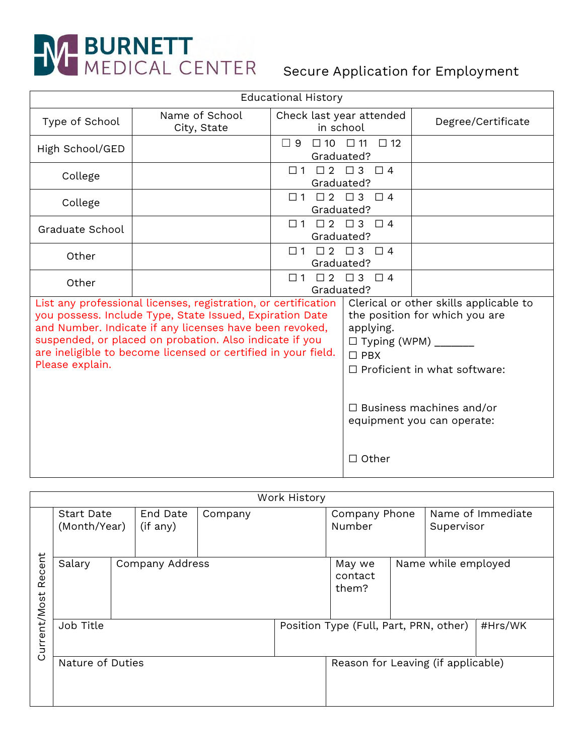# BURNETT MEDICAL CENTER

Secure Application for Employment

| Educational History | | | |
|---|---|---|---|
| Type of School | Name of School City, State | Check last year attended in school | Degree/Certificate |
| High School/GED | | ☐ 9 ☐ 10 ☐ 11 ☐ 12 Graduated? | |
| College | | ☐ 1 ☐ 2 ☐ 3 ☐ 4 Graduated? | |
| College | | ☐ 1 ☐ 2 ☐ 3 ☐ 4 Graduated? | |
| Graduate School | | ☐ 1 ☐ 2 ☐ 3 ☐ 4 Graduated? | |
| Other | | ☐ 1 ☐ 2 ☐ 3 ☐ 4 Graduated? | |
| Other | | ☐ 1 ☐ 2 ☐ 3 ☐ 4 Graduated? | |

| List any professional licenses, registration, or certification you possess. Include Type, State Issued, Expiration Date and Number. Indicate if any licenses have been revoked, suspended, or placed on probation. Also indicate if you are ineligible to become licensed or certified in your field. Please explain. | Clerical or other skills applicable to the position for which you are applying.<br>☐ Typing (WPM) _______<br>☐ PBX<br>☐ Proficient in what software:<br><br>☐ Business machines and/or equipment you can operate:<br><br>☐ Other |
|---|---|

## Work History

**Current/Most Recent**

| Start Date (Month/Year) | End Date (if any) | Company | Company Phone Number | Name of Immediate Supervisor |
|---|---|---|---|---|
| | | | | |

| Salary | Company Address | May we contact them? | Name while employed |
|---|---|---|---|
| | | | |

| Job Title | Position Type (Full, Part, PRN, other) | #Hrs/WK |
|---|---|---|
| | | |

| Nature of Duties | Reason for Leaving (if applicable) |
|---|---|
| | |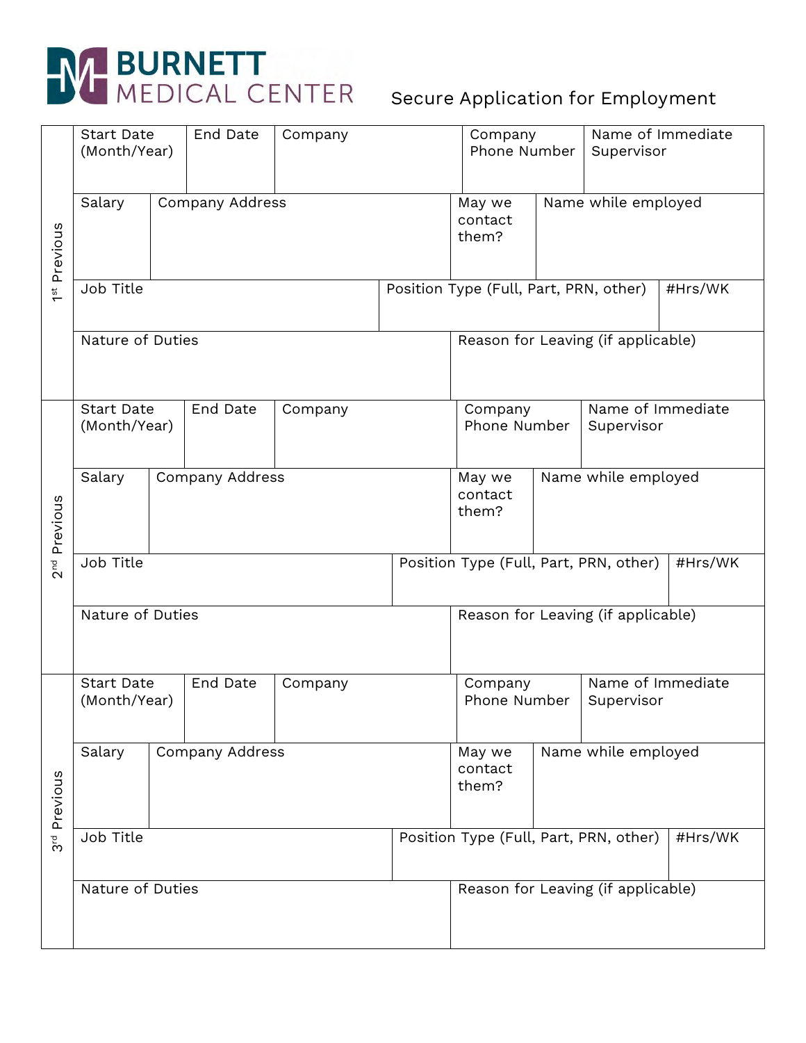# BURNETT MEDICAL CENTER

Secure Application for Employment

## 1st Previous

| Start Date (Month/Year) | End Date | Company | Company Phone Number | Name of Immediate Supervisor |
|---|---|---|---|---|
| | | | | |

| Salary | Company Address | May we contact them? | Name while employed |
|---|---|---|---|
| | | | |

| Job Title | Position Type (Full, Part, PRN, other) | #Hrs/WK |
|---|---|---|
| | | |

| Nature of Duties | Reason for Leaving (if applicable) |
|---|---|
| | |

## 2nd Previous

| Start Date (Month/Year) | End Date | Company | Company Phone Number | Name of Immediate Supervisor |
|---|---|---|---|---|
| | | | | |

| Salary | Company Address | May we contact them? | Name while employed |
|---|---|---|---|
| | | | |

| Job Title | Position Type (Full, Part, PRN, other) | #Hrs/WK |
|---|---|---|
| | | |

| Nature of Duties | Reason for Leaving (if applicable) |
|---|---|
| | |

## 3rd Previous

| Start Date (Month/Year) | End Date | Company | Company Phone Number | Name of Immediate Supervisor |
|---|---|---|---|---|
| | | | | |

| Salary | Company Address | May we contact them? | Name while employed |
|---|---|---|---|
| | | | |

| Job Title | Position Type (Full, Part, PRN, other) | #Hrs/WK |
|---|---|---|
| | | |

| Nature of Duties | Reason for Leaving (if applicable) |
|---|---|
| | |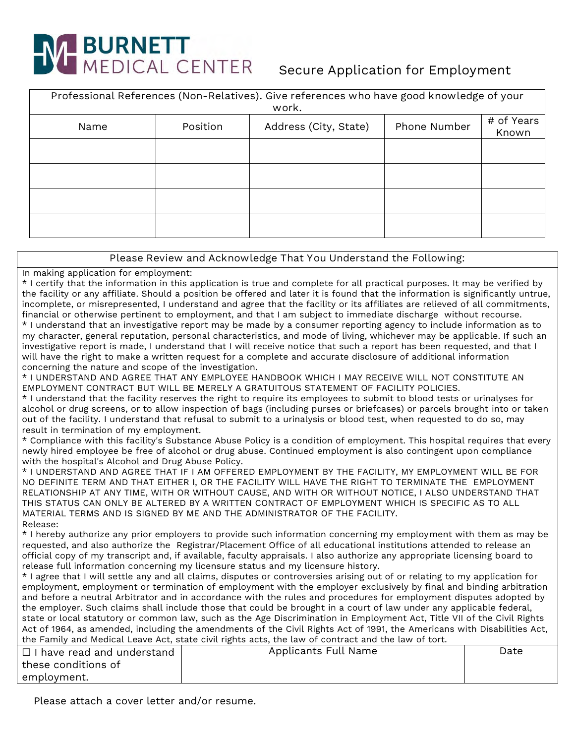# BURNETT MEDICAL CENTER

Secure Application for Employment

| Professional References (Non-Relatives). Give references who have good knowledge of your work. | | | | |
|---|---|---|---|---|
| Name | Position | Address (City, State) | Phone Number | # of Years Known |
| | | | | |
| | | | | |
| | | | | |
| | | | | |

## Please Review and Acknowledge That You Understand the Following:

In making application for employment:

* I certify that the information in this application is true and complete for all practical purposes. It may be verified by the facility or any affiliate. Should a position be offered and later it is found that the information is significantly untrue, incomplete, or misrepresented, I understand and agree that the facility or its affiliates are relieved of all commitments, financial or otherwise pertinent to employment, and that I am subject to immediate discharge without recourse.
* I understand that an investigative report may be made by a consumer reporting agency to include information as to my character, general reputation, personal characteristics, and mode of living, whichever may be applicable. If such an investigative report is made, I understand that I will receive notice that such a report has been requested, and that I will have the right to make a written request for a complete and accurate disclosure of additional information concerning the nature and scope of the investigation.
* I UNDERSTAND AND AGREE THAT ANY EMPLOYEE HANDBOOK WHICH I MAY RECEIVE WILL NOT CONSTITUTE AN EMPLOYMENT CONTRACT BUT WILL BE MERELY A GRATUITOUS STATEMENT OF FACILITY POLICIES.
* I understand that the facility reserves the right to require its employees to submit to blood tests or urinalyses for alcohol or drug screens, or to allow inspection of bags (including purses or briefcases) or parcels brought into or taken out of the facility. I understand that refusal to submit to a urinalysis or blood test, when requested to do so, may result in termination of my employment.
* Compliance with this facility's Substance Abuse Policy is a condition of employment. This hospital requires that every newly hired employee be free of alcohol or drug abuse. Continued employment is also contingent upon compliance with the hospital's Alcohol and Drug Abuse Policy.
* I UNDERSTAND AND AGREE THAT IF I AM OFFERED EMPLOYMENT BY THE FACILITY, MY EMPLOYMENT WILL BE FOR NO DEFINITE TERM AND THAT EITHER I, OR THE FACILITY WILL HAVE THE RIGHT TO TERMINATE THE EMPLOYMENT RELATIONSHIP AT ANY TIME, WITH OR WITHOUT CAUSE, AND WITH OR WITHOUT NOTICE, I ALSO UNDERSTAND THAT THIS STATUS CAN ONLY BE ALTERED BY A WRITTEN CONTRACT OF EMPLOYMENT WHICH IS SPECIFIC AS TO ALL MATERIAL TERMS AND IS SIGNED BY ME AND THE ADMINISTRATOR OF THE FACILITY.

Release:

* I hereby authorize any prior employers to provide such information concerning my employment with them as may be requested, and also authorize the Registrar/Placement Office of all educational institutions attended to release an official copy of my transcript and, if available, faculty appraisals. I also authorize any appropriate licensing board to release full information concerning my licensure status and my licensure history.
* I agree that I will settle any and all claims, disputes or controversies arising out of or relating to my application for employment, employment or termination of employment with the employer exclusively by final and binding arbitration and before a neutral Arbitrator and in accordance with the rules and procedures for employment disputes adopted by the employer. Such claims shall include those that could be brought in a court of law under any applicable federal, state or local statutory or common law, such as the Age Discrimination in Employment Act, Title VII of the Civil Rights Act of 1964, as amended, including the amendments of the Civil Rights Act of 1991, the Americans with Disabilities Act, the Family and Medical Leave Act, state civil rights acts, the law of contract and the law of tort.

| ☐ I have read and understand these conditions of employment. | Applicants Full Name | Date |
|---|---|---|
| | | |

Please attach a cover letter and/or resume.